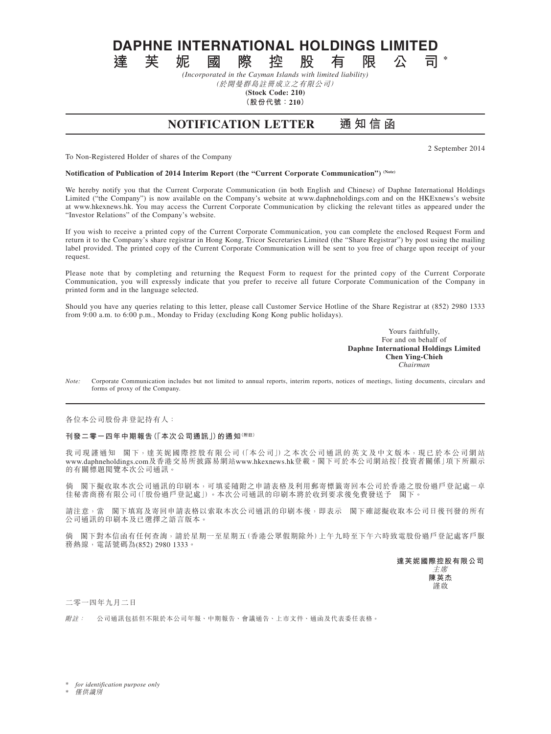# DAPHNE INTERNATIONAL HOLDINGS LIMITED

# 達芙妮國際控股有限公司*

*(Incorporated in the Cayman Islands with limited liability)*

*(於開曼群島註冊成立之有限公司)*

**(Stock Code: 210)**

**（股份代號：210）**

## NOTIFICATION LETTER　通知信函

2 September 2014

To Non-Registered Holder of shares of the Company

**Notification of Publication of 2014 Interim Report (the "Current Corporate Communication") (Note)**

We hereby notify you that the Current Corporate Communication (in both English and Chinese) of Daphne International Holdings Limited ("the Company") is now available on the Company's website at www.daphneholdings.com and on the HKExnews's website at www.hkexnews.hk. You may access the Current Corporate Communication by clicking the relevant titles as appeared under the "Investor Relations" of the Company's website.

If you wish to receive a printed copy of the Current Corporate Communication, you can complete the enclosed Request Form and return it to the Company's share registrar in Hong Kong, Tricor Secretaries Limited (the "Share Registrar") by post using the mailing label provided. The printed copy of the Current Corporate Communication will be sent to you free of charge upon receipt of your request.

Please note that by completing and returning the Request Form to request for the printed copy of the Current Corporate Communication, you will expressly indicate that you prefer to receive all future Corporate Communication of the Company in printed form and in the language selected.

Should you have any queries relating to this letter, please call Customer Service Hotline of the Share Registrar at (852) 2980 1333 from 9:00 a.m. to 6:00 p.m., Monday to Friday (excluding Kong Kong public holidays).

Yours faithfully,
For and on behalf of
**Daphne International Holdings Limited**
**Chen Ying-Chieh**
*Chairman*

*Note:* Corporate Communication includes but not limited to annual reports, interim reports, notices of meetings, listing documents, circulars and forms of proxy of the Company.

---

各位本公司股份非登記持有人：

**刊發二零一四年中期報告（「本次公司通訊」）的通知(附註)**

我司現謹通知　閣下，達芙妮國際控股有限公司（「本公司」）之本次公司通訊的英文及中文版本，現已於本公司網站www.daphneholdings.com及香港交易所披露易網站www.hkexnews.hk登載。閣下可於本公司網站按「投資者關係」項下所顯示的有關標題閱覽本次公司通訊。

倘　閣下擬收取本次公司通訊的印刷本，可填妥隨附之申請表格及利用郵寄標籤寄回本公司於香港之股份過戶登記處－卓佳秘書商務有限公司（「股份過戶登記處」）。本次公司通訊的印刷本將於收到要求後免費發送予　閣下。

請注意，當　閣下填寫及寄回申請表格以索取本次公司通訊的印刷本後，即表示　閣下確認擬收取本公司日後刊發的所有公司通訊的印刷本及已選擇之語言版本。

倘　閣下對本信函有任何查詢，請於星期一至星期五（香港公眾假期除外）上午九時至下午六時致電股份過戶登記處客戶服務熱線，電話號碼為(852) 2980 1333。

**達芙妮國際控股有限公司**
*主席*
**陳英杰**
謹啟

二零一四年九月二日

*附註：*　公司通訊包括但不限於本公司年報、中期報告、會議通告、上市文件、通函及代表委任表格。

\* *for identification purpose only*

\* *僅供識別*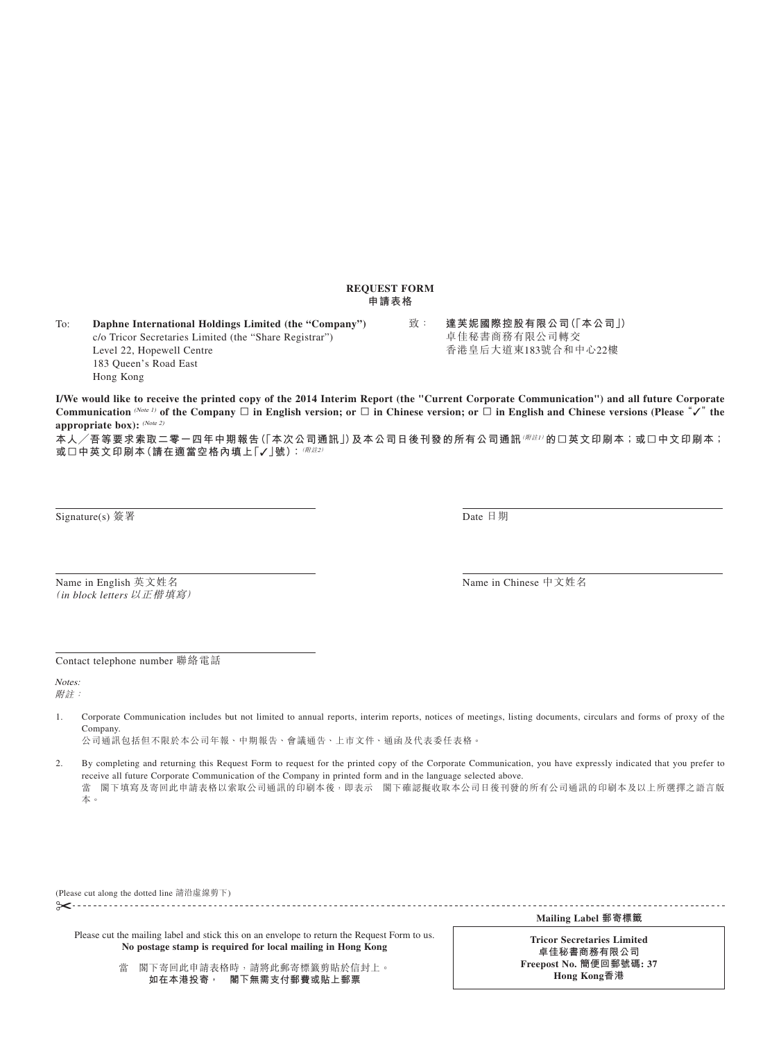**REQUEST FORM**
**申請表格**

To: **Daphne International Holdings Limited (the "Company")**
c/o Tricor Secretaries Limited (the "Share Registrar")
Level 22, Hopewell Centre
183 Queen's Road East
Hong Kong

致： **達芙妮國際控股有限公司(「本公司」)**
卓佳秘書商務有限公司轉交
香港皇后大道東183號合和中心22樓

**I/We would like to receive the printed copy of the 2014 Interim Report (the "Current Corporate Communication") and all future Corporate Communication** *(Note 1)* **of the Company □ in English version; or □ in Chinese version; or □ in English and Chinese versions (Please "✓" the appropriate box):** *(Note 2)*

**本人／吾等要求索取二零一四年中期報告(「本次公司通訊」)及本公司日後刊發的所有公司通訊** *(附註1)* **的□英文印刷本；或□中文印刷本；或□中英文印刷本(請在適當空格內填上「✓」號)：** *(附註2)*

Signature(s) 簽署 ______________________

Date 日期 ______________________

Name in English 英文姓名 ______________________
*(in block letters 以正楷填寫)*

Name in Chinese 中文姓名 ______________________

Contact telephone number 聯絡電話 ______________________

*Notes:*
*附註：*

1. Corporate Communication includes but not limited to annual reports, interim reports, notices of meetings, listing documents, circulars and forms of proxy of the Company.
   公司通訊包括但不限於本公司年報、中期報告、會議通告、上市文件、通函及代表委任表格。

2. By completing and returning this Request Form to request for the printed copy of the Corporate Communication, you have expressly indicated that you prefer to receive all future Corporate Communication of the Company in printed form and in the language selected above.
   當 閣下填寫及寄回此申請表格以索取公司通訊的印刷本後，即表示 閣下確認擬收取本公司日後刊發的所有公司通訊的印刷本及以上所選擇之語言版本。

(Please cut along the dotted line 請沿虛線剪下)

✂-------------------------------------------------------------------------------

Please cut the mailing label and stick this on an envelope to return the Request Form to us.
**No postage stamp is required for local mailing in Hong Kong**

當 閣下寄回此申請表格時，請將此郵寄標籤剪貼於信封上。
**如在本港投寄， 閣下無需支付郵費或貼上郵票**

**Mailing Label 郵寄標籤**

**Tricor Secretaries Limited**
**卓佳秘書商務有限公司**
**Freepost No. 簡便回郵號碼: 37**
**Hong Kong香港**